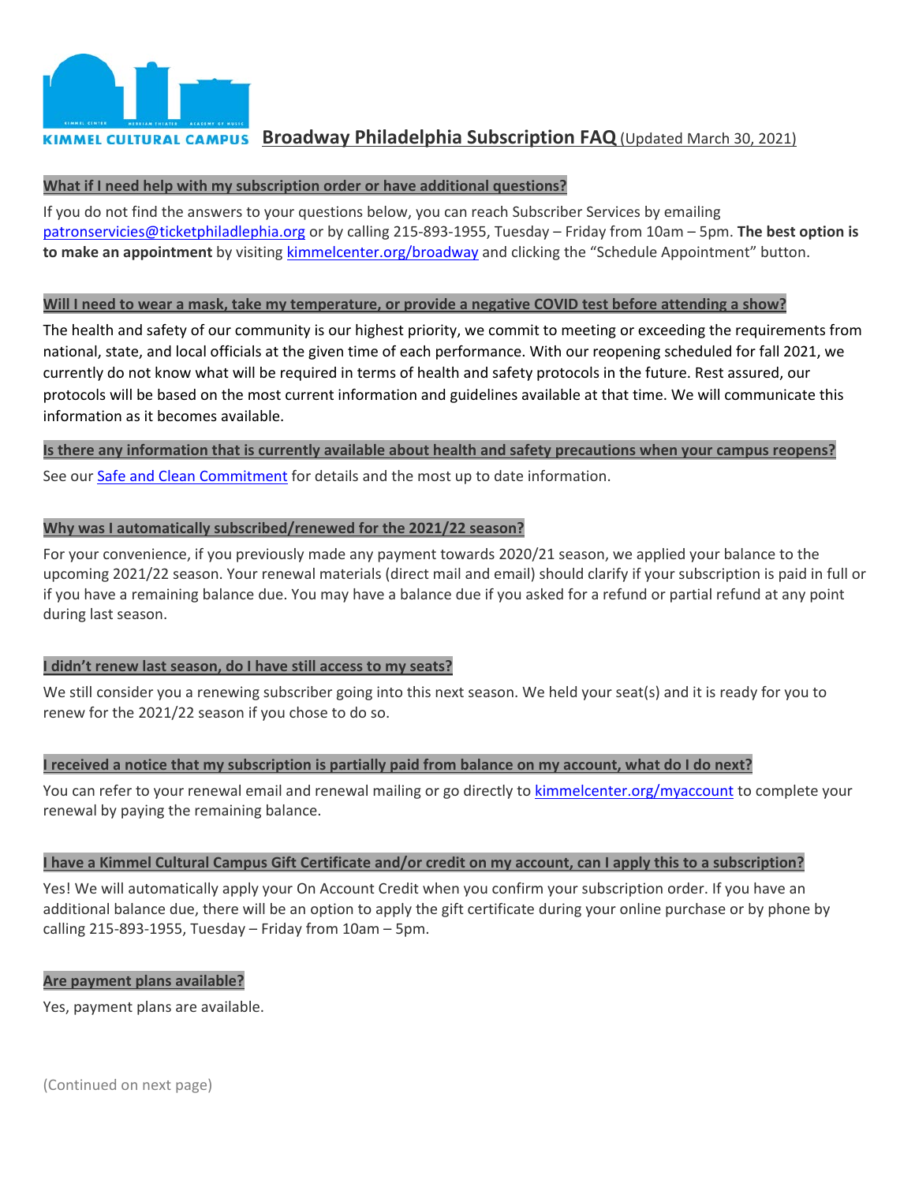KIMMEL CULTURAL CAMPUS

# Broadway Philadelphia Subscription FAQ (Updated March 30, 2021)

## What if I need help with my subscription order or have additional questions?

If you do not find the answers to your questions below, you can reach Subscriber Services by emailing [patronservicies@ticketphiladlephia.org](mailto:patronservicies@ticketphiladlephia.org) or by calling 215-893-1955, Tuesday – Friday from 10am – 5pm. **The best option is to make an appointment** by visiting [kimmelcenter.org/broadway](kimmelcenter.org/broadway) and clicking the "Schedule Appointment" button.

## Will I need to wear a mask, take my temperature, or provide a negative COVID test before attending a show?

The health and safety of our community is our highest priority, we commit to meeting or exceeding the requirements from national, state, and local officials at the given time of each performance. With our reopening scheduled for fall 2021, we currently do not know what will be required in terms of health and safety protocols in the future. Rest assured, our protocols will be based on the most current information and guidelines available at that time. We will communicate this information as it becomes available.

## Is there any information that is currently available about health and safety precautions when your campus reopens?

See our Safe and Clean Commitment for details and the most up to date information.

## Why was I automatically subscribed/renewed for the 2021/22 season?

For your convenience, if you previously made any payment towards 2020/21 season, we applied your balance to the upcoming 2021/22 season. Your renewal materials (direct mail and email) should clarify if your subscription is paid in full or if you have a remaining balance due. You may have a balance due if you asked for a refund or partial refund at any point during last season.

## I didn't renew last season, do I have still access to my seats?

We still consider you a renewing subscriber going into this next season. We held your seat(s) and it is ready for you to renew for the 2021/22 season if you chose to do so.

## I received a notice that my subscription is partially paid from balance on my account, what do I do next?

You can refer to your renewal email and renewal mailing or go directly to [kimmelcenter.org/myaccount](kimmelcenter.org/myaccount) to complete your renewal by paying the remaining balance.

## I have a Kimmel Cultural Campus Gift Certificate and/or credit on my account, can I apply this to a subscription?

Yes! We will automatically apply your On Account Credit when you confirm your subscription order. If you have an additional balance due, there will be an option to apply the gift certificate during your online purchase or by phone by calling 215-893-1955, Tuesday – Friday from 10am – 5pm.

## Are payment plans available?

Yes, payment plans are available.

(Continued on next page)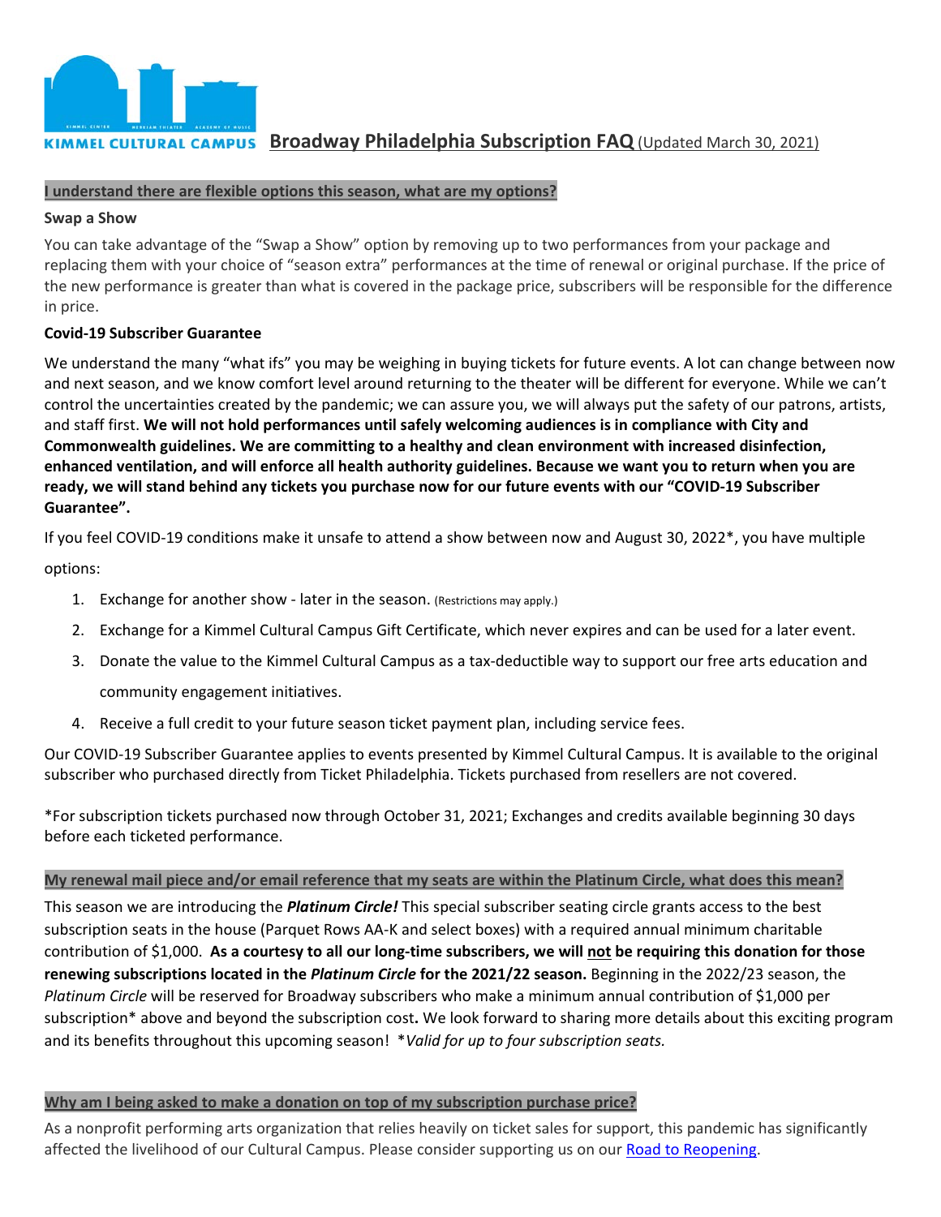KIMMEL CULTURAL CAMPUS **Broadway Philadelphia Subscription FAQ** (Updated March 30, 2021)

## I understand there are flexible options this season, what are my options?

**Swap a Show**

You can take advantage of the "Swap a Show" option by removing up to two performances from your package and replacing them with your choice of "season extra" performances at the time of renewal or original purchase. If the price of the new performance is greater than what is covered in the package price, subscribers will be responsible for the difference in price.

**Covid-19 Subscriber Guarantee**

We understand the many "what ifs" you may be weighing in buying tickets for future events. A lot can change between now and next season, and we know comfort level around returning to the theater will be different for everyone. While we can't control the uncertainties created by the pandemic; we can assure you, we will always put the safety of our patrons, artists, and staff first. **We will not hold performances until safely welcoming audiences is in compliance with City and Commonwealth guidelines. We are committing to a healthy and clean environment with increased disinfection, enhanced ventilation, and will enforce all health authority guidelines. Because we want you to return when you are ready, we will stand behind any tickets you purchase now for our future events with our "COVID-19 Subscriber Guarantee".**

If you feel COVID-19 conditions make it unsafe to attend a show between now and August 30, 2022*, you have multiple options:

1. Exchange for another show - later in the season. (Restrictions may apply.)
2. Exchange for a Kimmel Cultural Campus Gift Certificate, which never expires and can be used for a later event.
3. Donate the value to the Kimmel Cultural Campus as a tax-deductible way to support our free arts education and community engagement initiatives.
4. Receive a full credit to your future season ticket payment plan, including service fees.

Our COVID-19 Subscriber Guarantee applies to events presented by Kimmel Cultural Campus. It is available to the original subscriber who purchased directly from Ticket Philadelphia. Tickets purchased from resellers are not covered.

*For subscription tickets purchased now through October 31, 2021; Exchanges and credits available beginning 30 days before each ticketed performance.

## My renewal mail piece and/or email reference that my seats are within the Platinum Circle, what does this mean?

This season we are introducing the ***Platinum Circle!*** This special subscriber seating circle grants access to the best subscription seats in the house (Parquet Rows AA-K and select boxes) with a required annual minimum charitable contribution of $1,000. **As a courtesy to all our long-time subscribers, we will not be requiring this donation for those renewing subscriptions located in the *Platinum Circle* for the 2021/22 season.** Beginning in the 2022/23 season, the *Platinum Circle* will be reserved for Broadway subscribers who make a minimum annual contribution of $1,000 per subscription* above and beyond the subscription cost**.** We look forward to sharing more details about this exciting program and its benefits throughout this upcoming season! **Valid for up to four subscription seats.*

## Why am I being asked to make a donation on top of my subscription purchase price?

As a nonprofit performing arts organization that relies heavily on ticket sales for support, this pandemic has significantly affected the livelihood of our Cultural Campus. Please consider supporting us on our Road to Reopening.